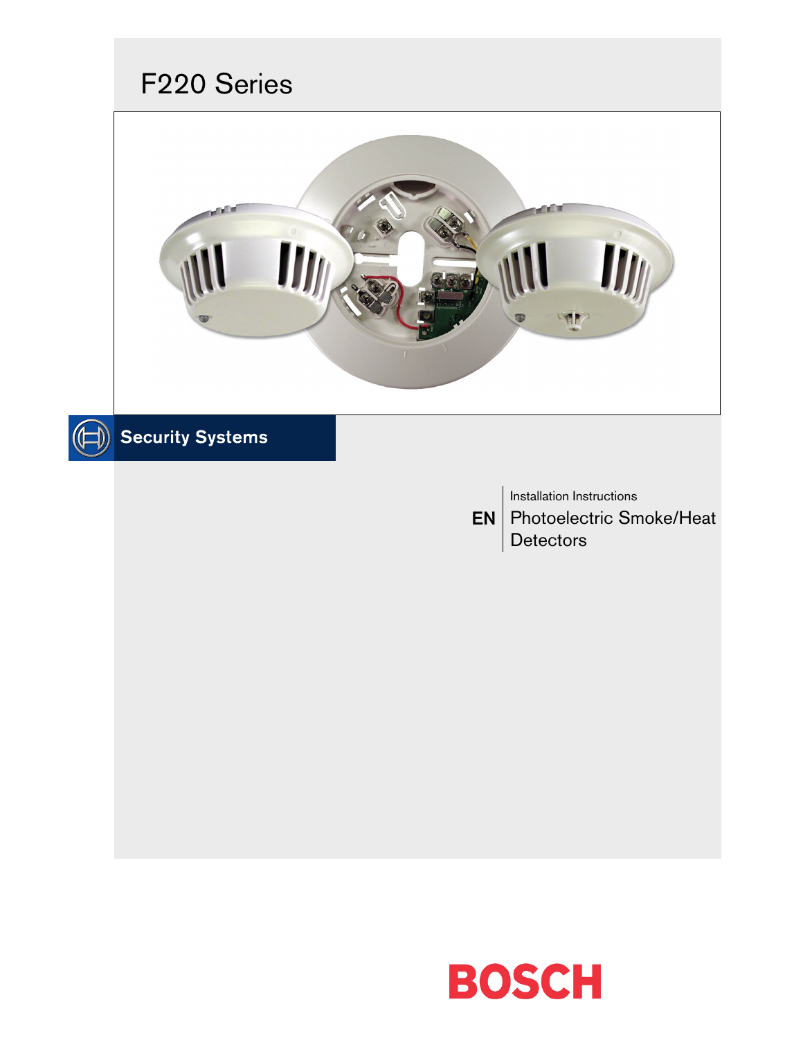# F220 Series

Security Systems

EN | Installation Instructions

Photoelectric Smoke/Heat Detectors

BOSCH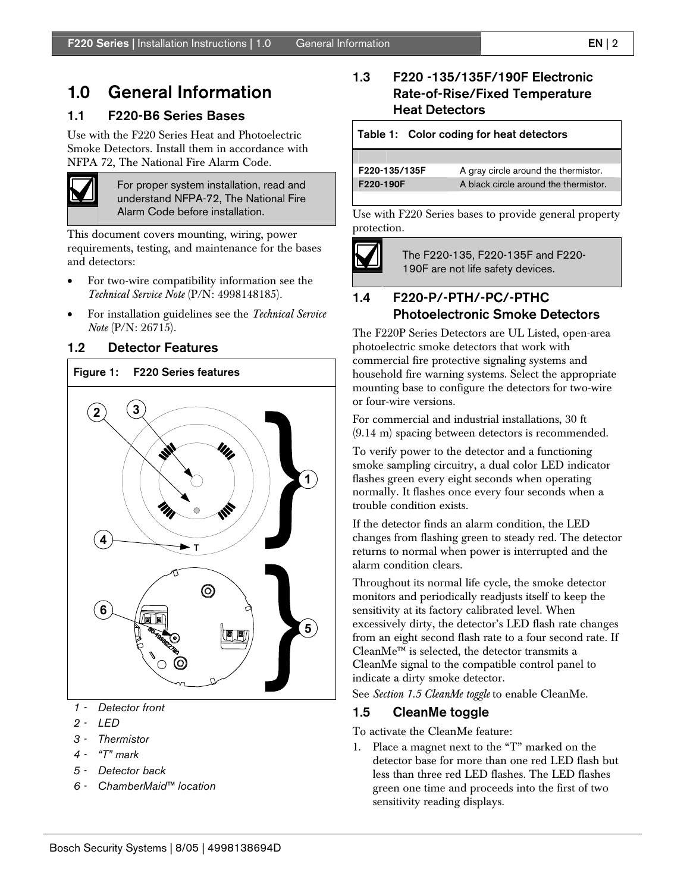# 1.0 General Information

## 1.1 F220-B6 Series Bases

Use with the F220 Series Heat and Photoelectric Smoke Detectors. Install them in accordance with NFPA 72, The National Fire Alarm Code.

> For proper system installation, read and understand NFPA-72, The National Fire Alarm Code before installation.

This document covers mounting, wiring, power requirements, testing, and maintenance for the bases and detectors:

- For two-wire compatibility information see the *Technical Service Note* (P/N: 4998148185).
- For installation guidelines see the *Technical Service Note* (P/N: 26715).

## 1.2 Detector Features

**Figure 1: F220 Series features**

1 - *Detector front*
2 - *LED*
3 - *Thermistor*
4 - *"T" mark*
5 - *Detector back*
6 - *ChamberMaid™ location*

## 1.3 F220 -135/135F/190F Electronic Rate-of-Rise/Fixed Temperature Heat Detectors

**Table 1: Color coding for heat detectors**

| | |
|---|---|
| **F220-135/135F** | A gray circle around the thermistor. |
| **F220-190F** | A black circle around the thermistor. |

Use with F220 Series bases to provide general property protection.

> The F220-135, F220-135F and F220-190F are not life safety devices.

## 1.4 F220-P/-PTH/-PC/-PTHC Photoelectronic Smoke Detectors

The F220P Series Detectors are UL Listed, open-area photoelectric smoke detectors that work with commercial fire protective signaling systems and household fire warning systems. Select the appropriate mounting base to configure the detectors for two-wire or four-wire versions.

For commercial and industrial installations, 30 ft (9.14 m) spacing between detectors is recommended.

To verify power to the detector and a functioning smoke sampling circuitry, a dual color LED indicator flashes green every eight seconds when operating normally. It flashes once every four seconds when a trouble condition exists.

If the detector finds an alarm condition, the LED changes from flashing green to steady red. The detector returns to normal when power is interrupted and the alarm condition clears.

Throughout its normal life cycle, the smoke detector monitors and periodically readjusts itself to keep the sensitivity at its factory calibrated level. When excessively dirty, the detector's LED flash rate changes from an eight second flash rate to a four second rate. If CleanMe™ is selected, the detector transmits a CleanMe signal to the compatible control panel to indicate a dirty smoke detector.

See *Section 1.5 CleanMe toggle* to enable CleanMe.

## 1.5 CleanMe toggle

To activate the CleanMe feature:

1. Place a magnet next to the "T" marked on the detector base for more than one red LED flash but less than three red LED flashes. The LED flashes green one time and proceeds into the first of two sensitivity reading displays.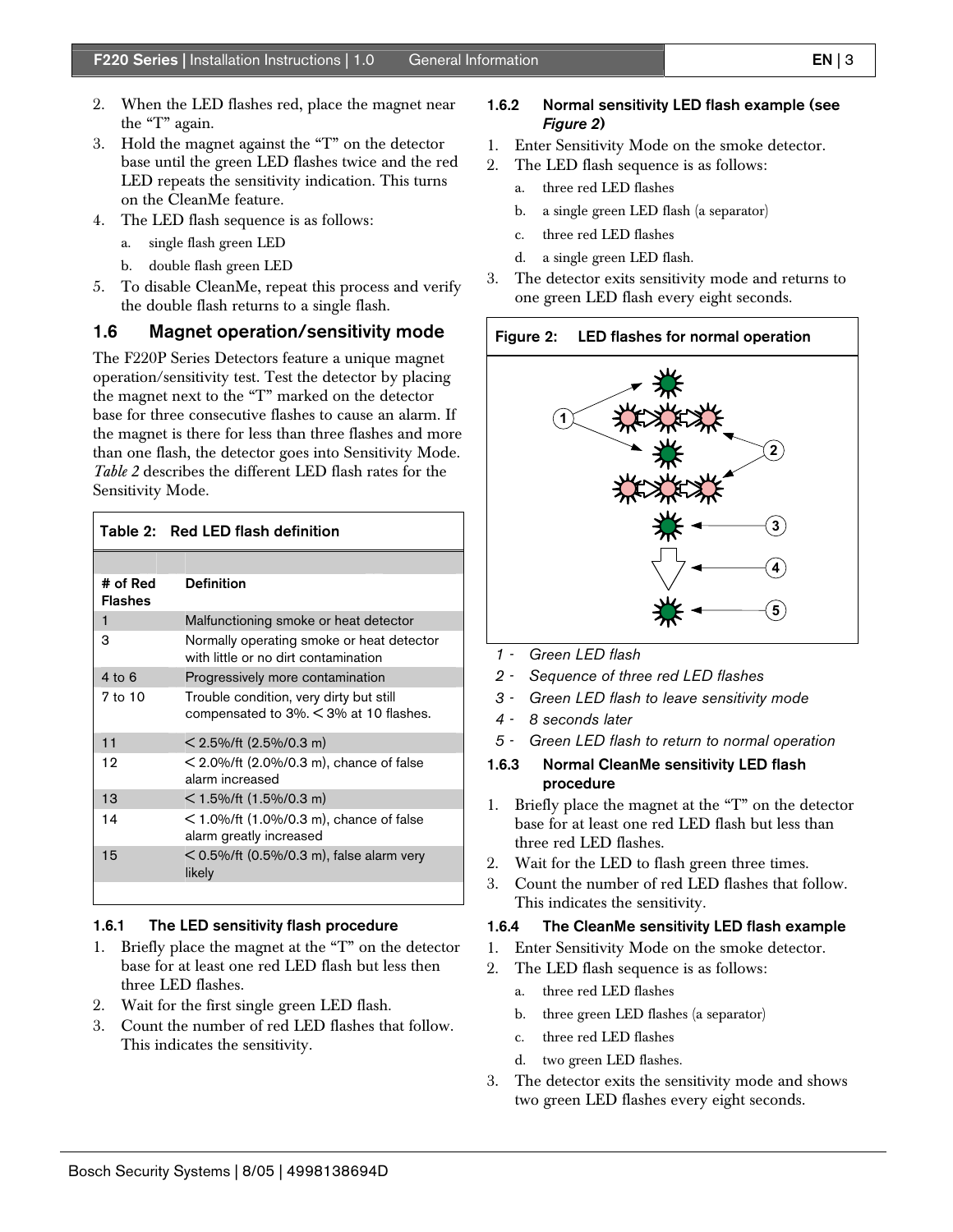2. When the LED flashes red, place the magnet near the “T” again.
3. Hold the magnet against the “T” on the detector base until the green LED flashes twice and the red LED repeats the sensitivity indication. This turns on the CleanMe feature.
4. The LED flash sequence is as follows:
   a. single flash green LED
   b. double flash green LED
5. To disable CleanMe, repeat this process and verify the double flash returns to a single flash.

## 1.6 Magnet operation/sensitivity mode

The F220P Series Detectors feature a unique magnet operation/sensitivity test. Test the detector by placing the magnet next to the “T” marked on the detector base for three consecutive flashes to cause an alarm. If the magnet is there for less than three flashes and more than one flash, the detector goes into Sensitivity Mode. *Table 2* describes the different LED flash rates for the Sensitivity Mode.

**Table 2: Red LED flash definition**

| # of Red Flashes | Definition |
|---|---|
| 1 | Malfunctioning smoke or heat detector |
| 3 | Normally operating smoke or heat detector with little or no dirt contamination |
| 4 to 6 | Progressively more contamination |
| 7 to 10 | Trouble condition, very dirty but still compensated to 3%. < 3% at 10 flashes. |
| 11 | < 2.5%/ft (2.5%/0.3 m) |
| 12 | < 2.0%/ft (2.0%/0.3 m), chance of false alarm increased |
| 13 | < 1.5%/ft (1.5%/0.3 m) |
| 14 | < 1.0%/ft (1.0%/0.3 m), chance of false alarm greatly increased |
| 15 | < 0.5%/ft (0.5%/0.3 m), false alarm very likely |

### 1.6.1 The LED sensitivity flash procedure

1. Briefly place the magnet at the “T” on the detector base for at least one red LED flash but less then three LED flashes.
2. Wait for the first single green LED flash.
3. Count the number of red LED flashes that follow. This indicates the sensitivity.

### 1.6.2 Normal sensitivity LED flash example (see *Figure 2*)

1. Enter Sensitivity Mode on the smoke detector.
2. The LED flash sequence is as follows:
   a. three red LED flashes
   b. a single green LED flash (a separator)
   c. three red LED flashes
   d. a single green LED flash.
3. The detector exits sensitivity mode and returns to one green LED flash every eight seconds.

**Figure 2: LED flashes for normal operation**

1 - *Green LED flash*
2 - *Sequence of three red LED flashes*
3 - *Green LED flash to leave sensitivity mode*
4 - *8 seconds later*
5 - *Green LED flash to return to normal operation*

### 1.6.3 Normal CleanMe sensitivity LED flash procedure

1. Briefly place the magnet at the “T” on the detector base for at least one red LED flash but less than three red LED flashes.
2. Wait for the LED to flash green three times.
3. Count the number of red LED flashes that follow. This indicates the sensitivity.

### 1.6.4 The CleanMe sensitivity LED flash example

1. Enter Sensitivity Mode on the smoke detector.
2. The LED flash sequence is as follows:
   a. three red LED flashes
   b. three green LED flashes (a separator)
   c. three red LED flashes
   d. two green LED flashes.
3. The detector exits the sensitivity mode and shows two green LED flashes every eight seconds.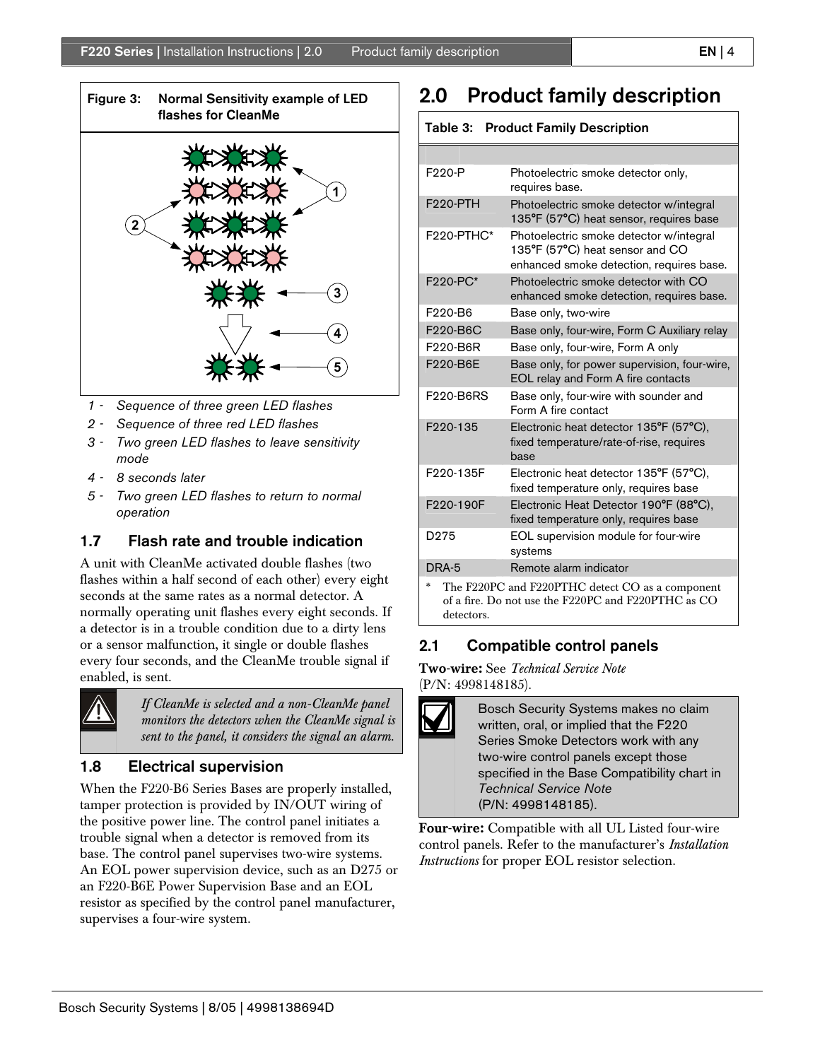**Figure 3: Normal Sensitivity example of LED flashes for CleanMe**

1 - *Sequence of three green LED flashes*
2 - *Sequence of three red LED flashes*
3 - *Two green LED flashes to leave sensitivity mode*
4 - *8 seconds later*
5 - *Two green LED flashes to return to normal operation*

### 1.7 Flash rate and trouble indication

A unit with CleanMe activated double flashes (two flashes within a half second of each other) every eight seconds at the same rates as a normal detector. A normally operating unit flashes every eight seconds. If a detector is in a trouble condition due to a dirty lens or a sensor malfunction, it single or double flashes every four seconds, and the CleanMe trouble signal if enabled, is sent.

> *If CleanMe is selected and a non-CleanMe panel monitors the detectors when the CleanMe signal is sent to the panel, it considers the signal an alarm.*

### 1.8 Electrical supervision

When the F220-B6 Series Bases are properly installed, tamper protection is provided by IN/OUT wiring of the positive power line. The control panel initiates a trouble signal when a detector is removed from its base. The control panel supervises two-wire systems. An EOL power supervision device, such as an D275 or an F220-B6E Power Supervision Base and an EOL resistor as specified by the control panel manufacturer, supervises a four-wire system.

## 2.0 Product family description

**Table 3: Product Family Description**

| | |
|---|---|
| F220-P | Photoelectric smoke detector only, requires base. |
| F220-PTH | Photoelectric smoke detector w/integral 135°F (57°C) heat sensor, requires base |
| F220-PTHC* | Photoelectric smoke detector w/integral 135°F (57°C) heat sensor and CO enhanced smoke detection, requires base. |
| F220-PC* | Photoelectric smoke detector with CO enhanced smoke detection, requires base. |
| F220-B6 | Base only, two-wire |
| F220-B6C | Base only, four-wire, Form C Auxiliary relay |
| F220-B6R | Base only, four-wire, Form A only |
| F220-B6E | Base only, for power supervision, four-wire, EOL relay and Form A fire contacts |
| F220-B6RS | Base only, four-wire with sounder and Form A fire contact |
| F220-135 | Electronic heat detector 135°F (57°C), fixed temperature/rate-of-rise, requires base |
| F220-135F | Electronic heat detector 135°F (57°C), fixed temperature only, requires base |
| F220-190F | Electronic Heat Detector 190°F (88°C), fixed temperature only, requires base |
| D275 | EOL supervision module for four-wire systems |
| DRA-5 | Remote alarm indicator |

\* The F220PC and F220PTHC detect CO as a component of a fire. Do not use the F220PC and F220PTHC as CO detectors.

### 2.1 Compatible control panels

**Two-wire:** See *Technical Service Note* (P/N: 4998148185).

> Bosch Security Systems makes no claim written, oral, or implied that the F220 Series Smoke Detectors work with any two-wire control panels except those specified in the Base Compatibility chart in *Technical Service Note* (P/N: 4998148185).

**Four-wire:** Compatible with all UL Listed four-wire control panels. Refer to the manufacturer's *Installation Instructions* for proper EOL resistor selection.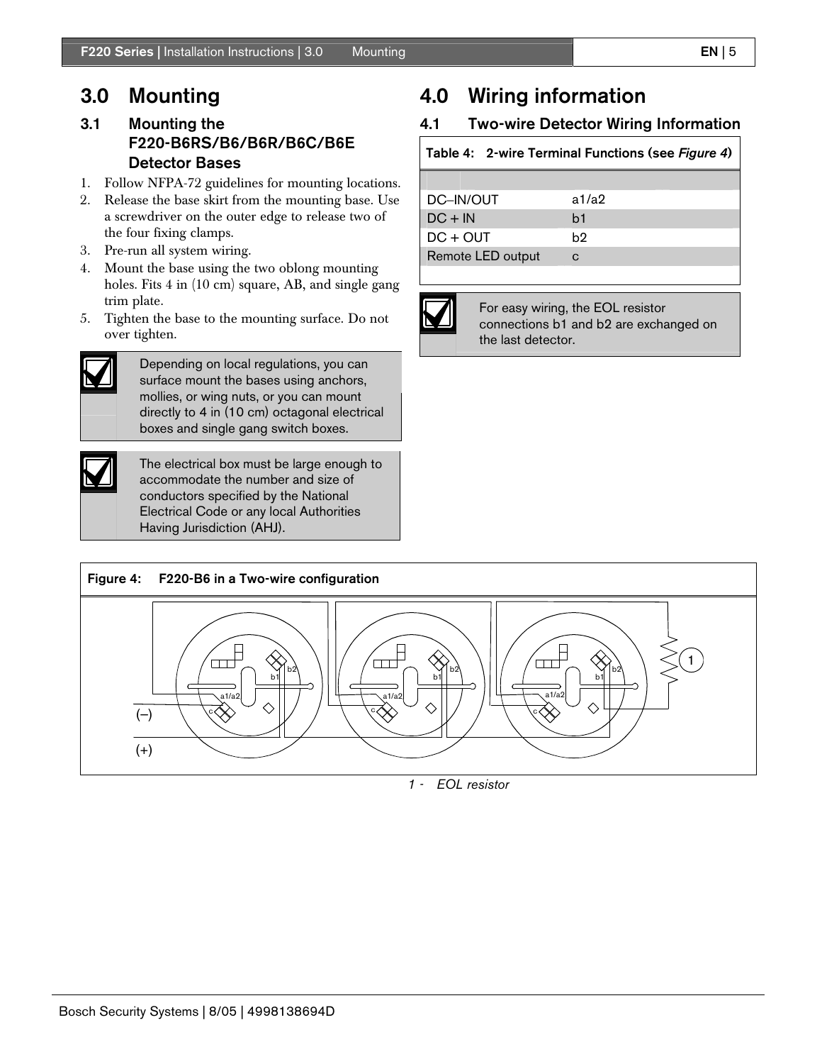# 3.0 Mounting

## 3.1 Mounting the F220-B6RS/B6/B6R/B6C/B6E Detector Bases

1. Follow NFPA-72 guidelines for mounting locations.
2. Release the base skirt from the mounting base. Use a screwdriver on the outer edge to release two of the four fixing clamps.
3. Pre-run all system wiring.
4. Mount the base using the two oblong mounting holes. Fits 4 in (10 cm) square, AB, and single gang trim plate.
5. Tighten the base to the mounting surface. Do not over tighten.

> Depending on local regulations, you can surface mount the bases using anchors, mollies, or wing nuts, or you can mount directly to 4 in (10 cm) octagonal electrical boxes and single gang switch boxes.

> The electrical box must be large enough to accommodate the number and size of conductors specified by the National Electrical Code or any local Authorities Having Jurisdiction (AHJ).

# 4.0 Wiring information

## 4.1 Two-wire Detector Wiring Information

**Table 4: 2-wire Terminal Functions (see *Figure 4*)**

| | |
|---|---|
| DC–IN/OUT | a1/a2 |
| DC + IN | b1 |
| DC + OUT | b2 |
| Remote LED output | c |

> For easy wiring, the EOL resistor connections b1 and b2 are exchanged on the last detector.

**Figure 4: F220-B6 in a Two-wire configuration**

(–)

(+)

1 - EOL resistor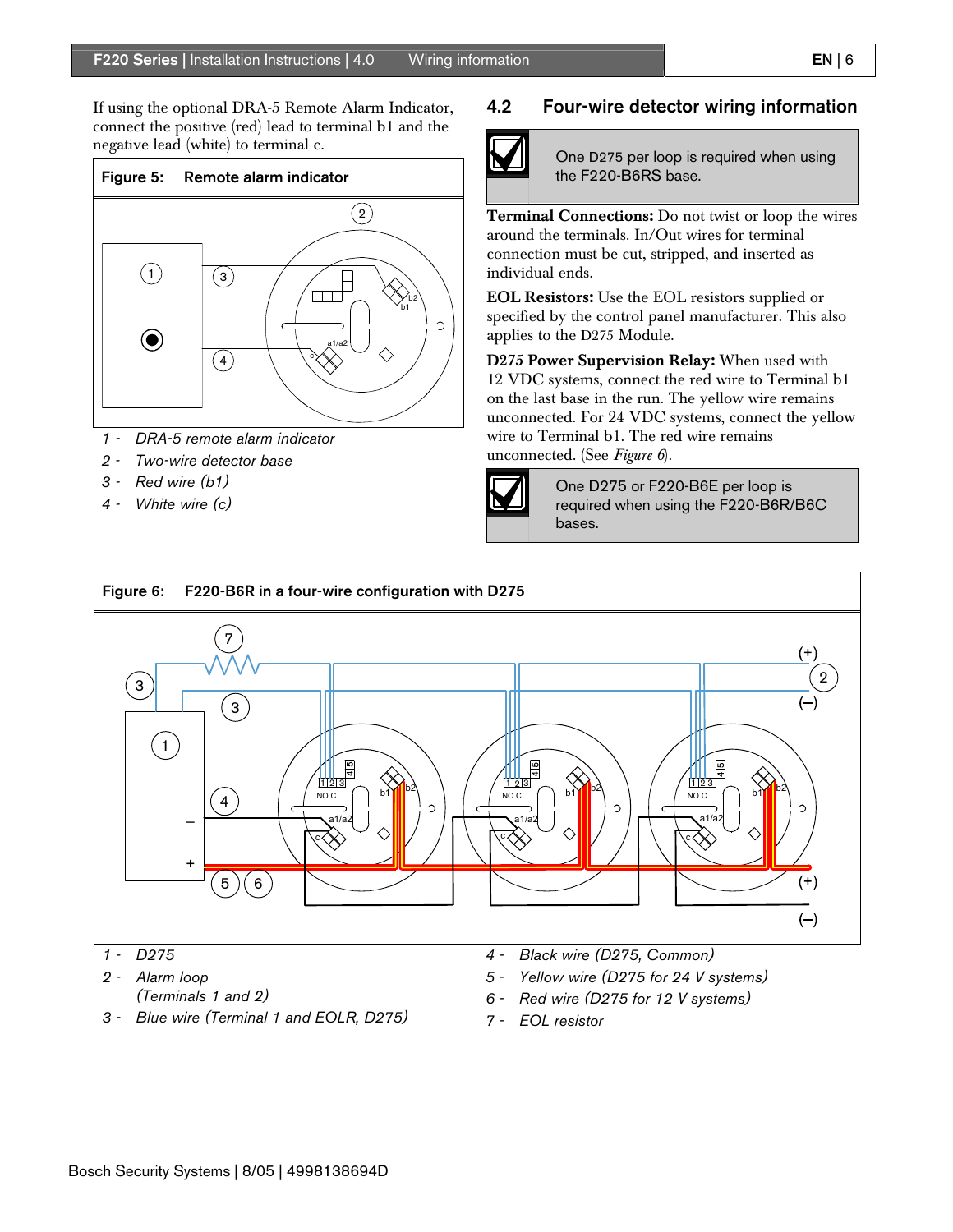If using the optional DRA-5 Remote Alarm Indicator, connect the positive (red) lead to terminal b1 and the negative lead (white) to terminal c.

**Figure 5: Remote alarm indicator**

1 - *DRA-5 remote alarm indicator*
2 - *Two-wire detector base*
3 - *Red wire (b1)*
4 - *White wire (c)*

## 4.2 Four-wire detector wiring information

> One D275 per loop is required when using the F220-B6RS base.

**Terminal Connections:** Do not twist or loop the wires around the terminals. In/Out wires for terminal connection must be cut, stripped, and inserted as individual ends.

**EOL Resistors:** Use the EOL resistors supplied or specified by the control panel manufacturer. This also applies to the D275 Module.

**D275 Power Supervision Relay:** When used with 12 VDC systems, connect the red wire to Terminal b1 on the last base in the run. The yellow wire remains unconnected. For 24 VDC systems, connect the yellow wire to Terminal b1. The red wire remains unconnected. (See *Figure 6*).

> One D275 or F220-B6E per loop is required when using the F220-B6R/B6C bases.

**Figure 6: F220-B6R in a four-wire configuration with D275**

1 - *D275*
2 - *Alarm loop (Terminals 1 and 2)*
3 - *Blue wire (Terminal 1 and EOLR, D275)*
4 - *Black wire (D275, Common)*
5 - *Yellow wire (D275 for 24 V systems)*
6 - *Red wire (D275 for 12 V systems)*
7 - *EOL resistor*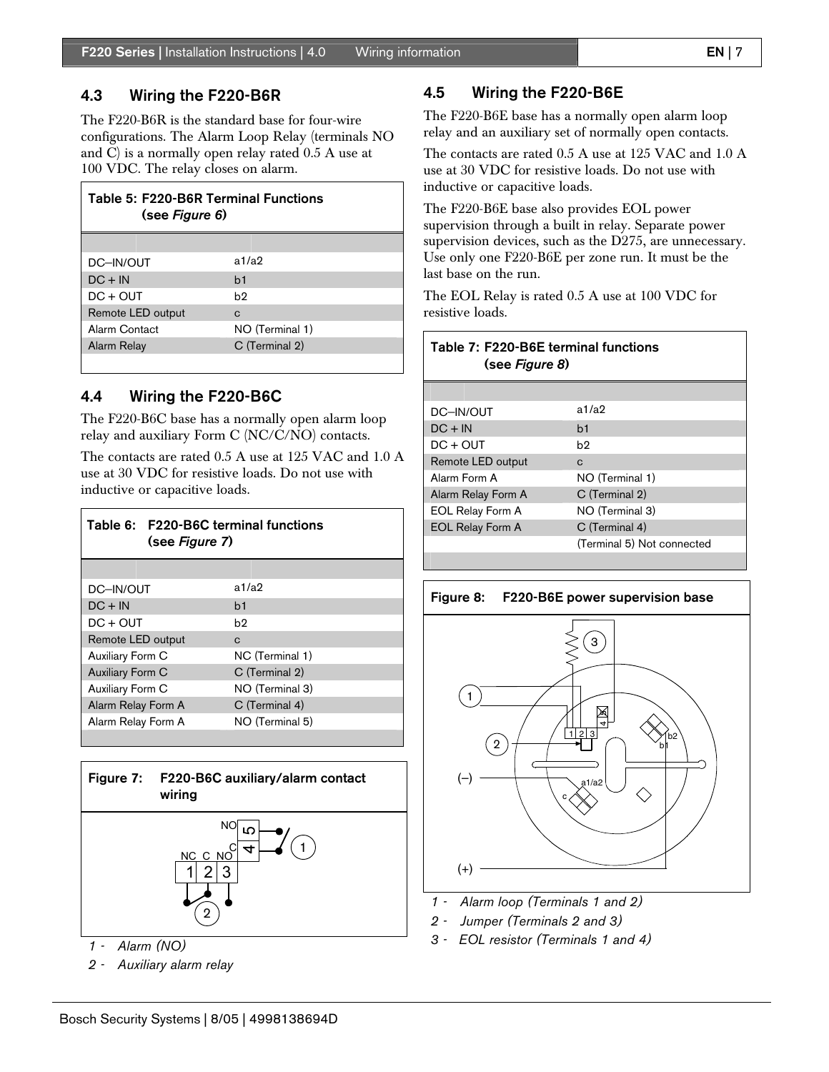## 4.3 Wiring the F220-B6R

The F220-B6R is the standard base for four-wire configurations. The Alarm Loop Relay (terminals NO and C) is a normally open relay rated 0.5 A use at 100 VDC. The relay closes on alarm.

**Table 5: F220-B6R Terminal Functions (see *Figure 6*)**

| | |
|---|---|
| DC–IN/OUT | a1/a2 |
| DC + IN | b1 |
| DC + OUT | b2 |
| Remote LED output | c |
| Alarm Contact | NO (Terminal 1) |
| Alarm Relay | C (Terminal 2) |

## 4.4 Wiring the F220-B6C

The F220-B6C base has a normally open alarm loop relay and auxiliary Form C (NC/C/NO) contacts.

The contacts are rated 0.5 A use at 125 VAC and 1.0 A use at 30 VDC for resistive loads. Do not use with inductive or capacitive loads.

**Table 6: F220-B6C terminal functions (see *Figure 7*)**

| | |
|---|---|
| DC–IN/OUT | a1/a2 |
| DC + IN | b1 |
| DC + OUT | b2 |
| Remote LED output | c |
| Auxiliary Form C | NC (Terminal 1) |
| Auxiliary Form C | C (Terminal 2) |
| Auxiliary Form C | NO (Terminal 3) |
| Alarm Relay Form A | C (Terminal 4) |
| Alarm Relay Form A | NO (Terminal 5) |

**Figure 7: F220-B6C auxiliary/alarm contact wiring**

*1 - Alarm (NO)*

*2 - Auxiliary alarm relay*

## 4.5 Wiring the F220-B6E

The F220-B6E base has a normally open alarm loop relay and an auxiliary set of normally open contacts.

The contacts are rated 0.5 A use at 125 VAC and 1.0 A use at 30 VDC for resistive loads. Do not use with inductive or capacitive loads.

The F220-B6E base also provides EOL power supervision through a built in relay. Separate power supervision devices, such as the D275, are unnecessary. Use only one F220-B6E per zone run. It must be the last base on the run.

The EOL Relay is rated 0.5 A use at 100 VDC for resistive loads.

**Table 7: F220-B6E terminal functions (see *Figure 8*)**

| | |
|---|---|
| DC–IN/OUT | a1/a2 |
| DC + IN | b1 |
| DC + OUT | b2 |
| Remote LED output | c |
| Alarm Form A | NO (Terminal 1) |
| Alarm Relay Form A | C (Terminal 2) |
| EOL Relay Form A | NO (Terminal 3) |
| EOL Relay Form A | C (Terminal 4) |
| | (Terminal 5) Not connected |

**Figure 8: F220-B6E power supervision base**

*1 - Alarm loop (Terminals 1 and 2)*

*2 - Jumper (Terminals 2 and 3)*

*3 - EOL resistor (Terminals 1 and 4)*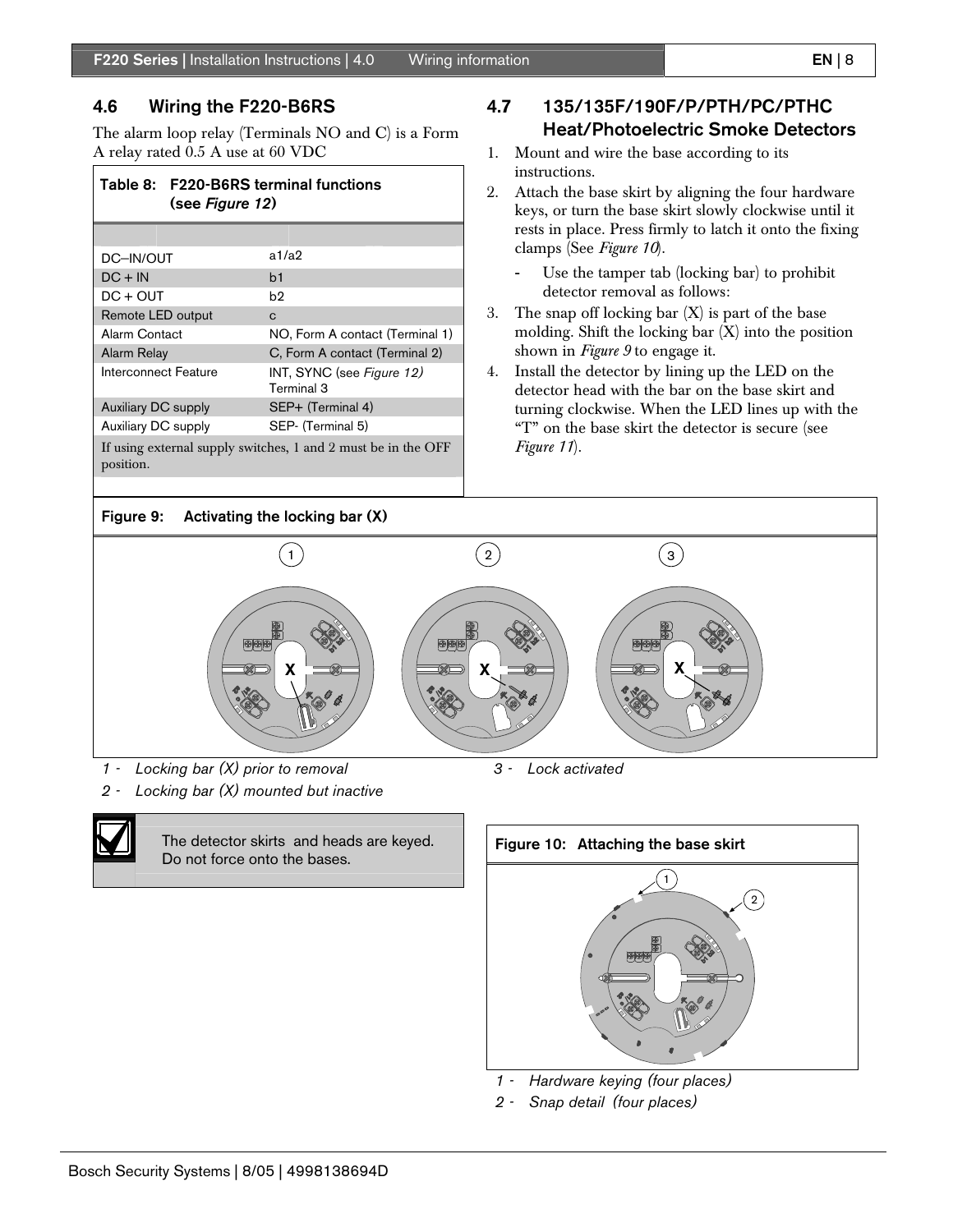## 4.6 Wiring the F220-B6RS

The alarm loop relay (Terminals NO and C) is a Form A relay rated 0.5 A use at 60 VDC

**Table 8: F220-B6RS terminal functions (see *Figure 12*)**

| | |
|---|---|
| DC–IN/OUT | a1/a2 |
| DC + IN | b1 |
| DC + OUT | b2 |
| Remote LED output | c |
| Alarm Contact | NO, Form A contact (Terminal 1) |
| Alarm Relay | C, Form A contact (Terminal 2) |
| Interconnect Feature | INT, SYNC (see *Figure 12)* Terminal 3 |
| Auxiliary DC supply | SEP+ (Terminal 4) |
| Auxiliary DC supply | SEP- (Terminal 5) |
| If using external supply switches, 1 and 2 must be in the OFF position. | |

## 4.7 135/135F/190F/P/PTH/PC/PTHC Heat/Photoelectric Smoke Detectors

1. Mount and wire the base according to its instructions.
2. Attach the base skirt by aligning the four hardware keys, or turn the base skirt slowly clockwise until it rests in place. Press firmly to latch it onto the fixing clamps (See *Figure 10*).
   - Use the tamper tab (locking bar) to prohibit detector removal as follows:
3. The snap off locking bar (X) is part of the base molding. Shift the locking bar (X) into the position shown in *Figure 9* to engage it.
4. Install the detector by lining up the LED on the detector head with the bar on the base skirt and turning clockwise. When the LED lines up with the "T" on the base skirt the detector is secure (see *Figure 11*).

**Figure 9: Activating the locking bar (X)**

1 - *Locking bar (X) prior to removal*

2 - *Locking bar (X) mounted but inactive*

3 - *Lock activated*

The detector skirts and heads are keyed. Do not force onto the bases.

**Figure 10: Attaching the base skirt**

1 - *Hardware keying (four places)*

2 - *Snap detail (four places)*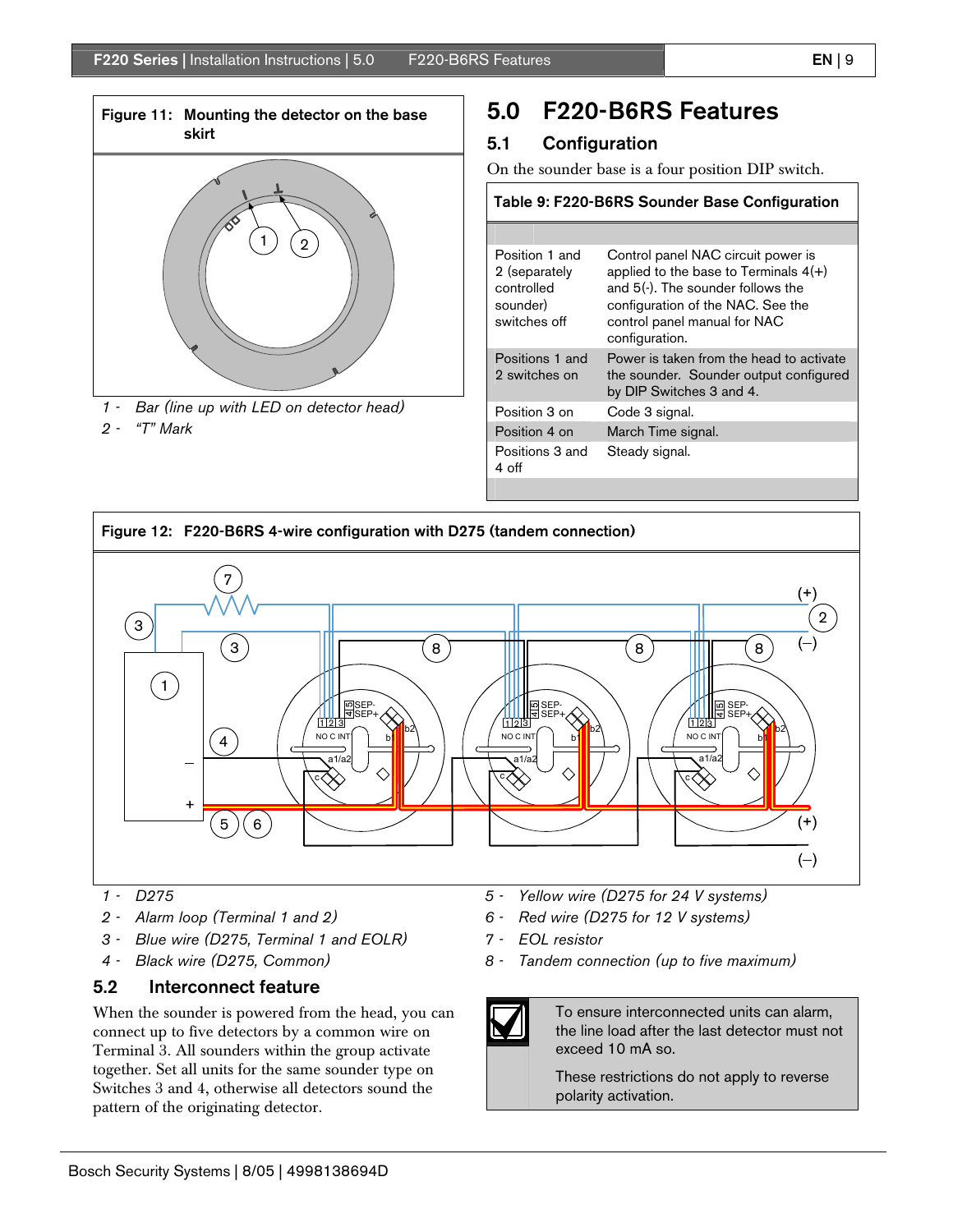**Figure 11: Mounting the detector on the base skirt**

1 - *Bar (line up with LED on detector head)*
2 - *"T" Mark*

# 5.0 F220-B6RS Features

## 5.1 Configuration

On the sounder base is a four position DIP switch.

**Table 9: F220-B6RS Sounder Base Configuration**

| | |
|---|---|
| Position 1 and 2 (separately controlled sounder) switches off | Control panel NAC circuit power is applied to the base to Terminals 4(+) and 5(-). The sounder follows the configuration of the NAC. See the control panel manual for NAC configuration. |
| Positions 1 and 2 switches on | Power is taken from the head to activate the sounder. Sounder output configured by DIP Switches 3 and 4. |
| Position 3 on | Code 3 signal. |
| Position 4 on | March Time signal. |
| Positions 3 and 4 off | Steady signal. |

**Figure 12: F220-B6RS 4-wire configuration with D275 (tandem connection)**

1 - *D275*
2 - *Alarm loop (Terminal 1 and 2)*
3 - *Blue wire (D275, Terminal 1 and EOLR)*
4 - *Black wire (D275, Common)*
5 - *Yellow wire (D275 for 24 V systems)*
6 - *Red wire (D275 for 12 V systems)*
7 - *EOL resistor*
8 - *Tandem connection (up to five maximum)*

## 5.2 Interconnect feature

When the sounder is powered from the head, you can connect up to five detectors by a common wire on Terminal 3. All sounders within the group activate together. Set all units for the same sounder type on Switches 3 and 4, otherwise all detectors sound the pattern of the originating detector.

To ensure interconnected units can alarm, the line load after the last detector must not exceed 10 mA so.

These restrictions do not apply to reverse polarity activation.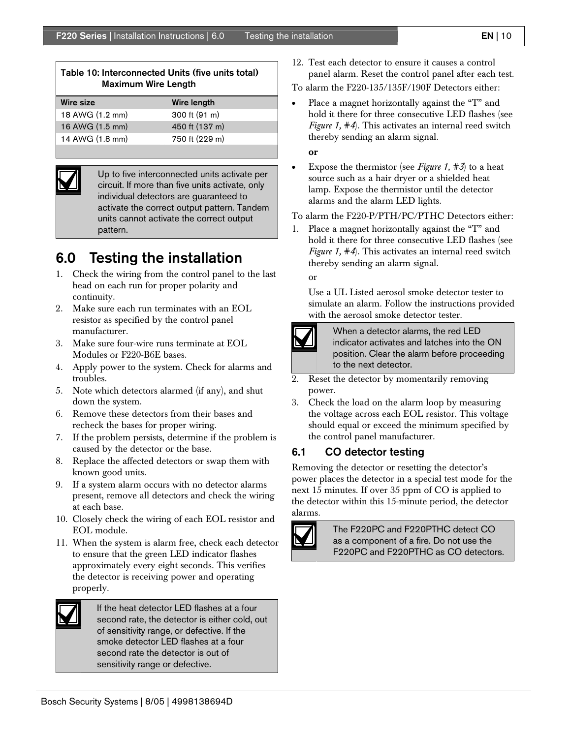**Table 10: Interconnected Units (five units total) Maximum Wire Length**

| Wire size | Wire length |
|---|---|
| 18 AWG (1.2 mm) | 300 ft (91 m) |
| 16 AWG (1.5 mm) | 450 ft (137 m) |
| 14 AWG (1.8 mm) | 750 ft (229 m) |

> Up to five interconnected units activate per circuit. If more than five units activate, only individual detectors are guaranteed to activate the correct output pattern. Tandem units cannot activate the correct output pattern.

## 6.0 Testing the installation

1. Check the wiring from the control panel to the last head on each run for proper polarity and continuity.
2. Make sure each run terminates with an EOL resistor as specified by the control panel manufacturer.
3. Make sure four-wire runs terminate at EOL Modules or F220-B6E bases.
4. Apply power to the system. Check for alarms and troubles.
5. Note which detectors alarmed (if any), and shut down the system.
6. Remove these detectors from their bases and recheck the bases for proper wiring.
7. If the problem persists, determine if the problem is caused by the detector or the base.
8. Replace the affected detectors or swap them with known good units.
9. If a system alarm occurs with no detector alarms present, remove all detectors and check the wiring at each base.
10. Closely check the wiring of each EOL resistor and EOL module.
11. When the system is alarm free, check each detector to ensure that the green LED indicator flashes approximately every eight seconds. This verifies the detector is receiving power and operating properly.

> If the heat detector LED flashes at a four second rate, the detector is either cold, out of sensitivity range, or defective. If the smoke detector LED flashes at a four second rate the detector is out of sensitivity range or defective.

12. Test each detector to ensure it causes a control panel alarm. Reset the control panel after each test.

To alarm the F220-135/135F/190F Detectors either:

- Place a magnet horizontally against the "T" and hold it there for three consecutive LED flashes (see *Figure 1, #4*). This activates an internal reed switch thereby sending an alarm signal.

  **or**

- Expose the thermistor (see *Figure 1, #3*) to a heat source such as a hair dryer or a shielded heat lamp. Expose the thermistor until the detector alarms and the alarm LED lights.

To alarm the F220-P/PTH/PC/PTHC Detectors either:

1. Place a magnet horizontally against the "T" and hold it there for three consecutive LED flashes (see *Figure 1, #4*). This activates an internal reed switch thereby sending an alarm signal.

   or

   Use a UL Listed aerosol smoke detector tester to simulate an alarm. Follow the instructions provided with the aerosol smoke detector tester.

> When a detector alarms, the red LED indicator activates and latches into the ON position. Clear the alarm before proceeding to the next detector.

2. Reset the detector by momentarily removing power.
3. Check the load on the alarm loop by measuring the voltage across each EOL resistor. This voltage should equal or exceed the minimum specified by the control panel manufacturer.

### 6.1 CO detector testing

Removing the detector or resetting the detector's power places the detector in a special test mode for the next 15 minutes. If over 35 ppm of CO is applied to the detector within this 15-minute period, the detector alarms.

> The F220PC and F220PTHC detect CO as a component of a fire. Do not use the F220PC and F220PTHC as CO detectors.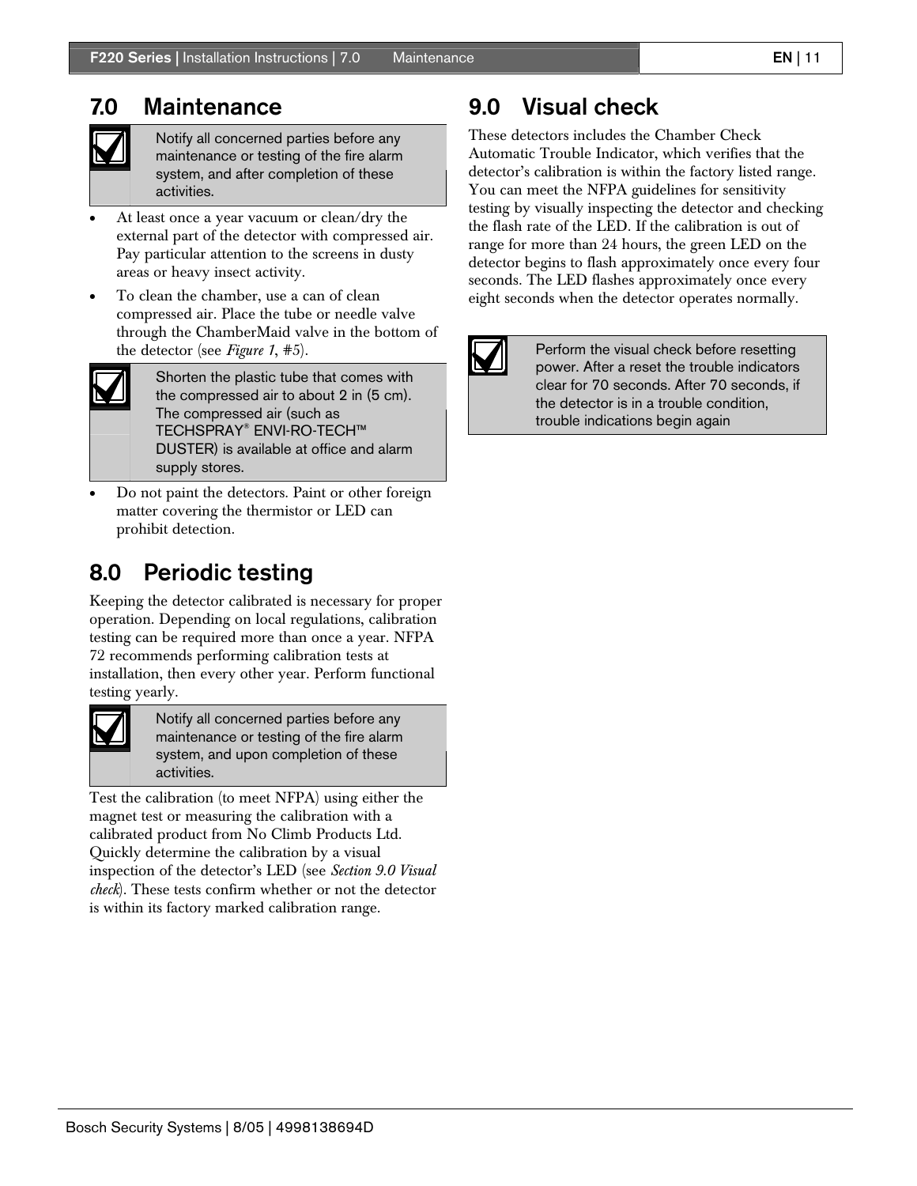## 7.0 Maintenance

> Notify all concerned parties before any maintenance or testing of the fire alarm system, and after completion of these activities.

- At least once a year vacuum or clean/dry the external part of the detector with compressed air. Pay particular attention to the screens in dusty areas or heavy insect activity.
- To clean the chamber, use a can of clean compressed air. Place the tube or needle valve through the ChamberMaid valve in the bottom of the detector (see *Figure 1*, #5).

> Shorten the plastic tube that comes with the compressed air to about 2 in (5 cm). The compressed air (such as TECHSPRAY® ENVI-RO-TECH™ DUSTER) is available at office and alarm supply stores.

- Do not paint the detectors. Paint or other foreign matter covering the thermistor or LED can prohibit detection.

## 8.0 Periodic testing

Keeping the detector calibrated is necessary for proper operation. Depending on local regulations, calibration testing can be required more than once a year. NFPA 72 recommends performing calibration tests at installation, then every other year. Perform functional testing yearly.

> Notify all concerned parties before any maintenance or testing of the fire alarm system, and upon completion of these activities.

Test the calibration (to meet NFPA) using either the magnet test or measuring the calibration with a calibrated product from No Climb Products Ltd. Quickly determine the calibration by a visual inspection of the detector's LED (see *Section 9.0 Visual check*). These tests confirm whether or not the detector is within its factory marked calibration range.

## 9.0 Visual check

These detectors includes the Chamber Check Automatic Trouble Indicator, which verifies that the detector's calibration is within the factory listed range. You can meet the NFPA guidelines for sensitivity testing by visually inspecting the detector and checking the flash rate of the LED. If the calibration is out of range for more than 24 hours, the green LED on the detector begins to flash approximately once every four seconds. The LED flashes approximately once every eight seconds when the detector operates normally.

> Perform the visual check before resetting power. After a reset the trouble indicators clear for 70 seconds. After 70 seconds, if the detector is in a trouble condition, trouble indications begin again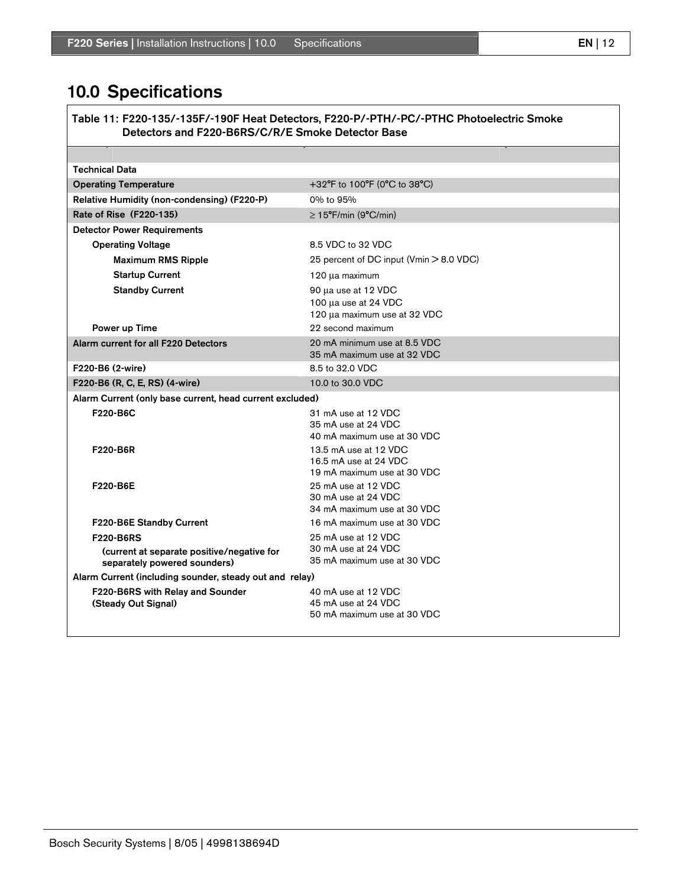## 10.0 Specifications

**Table 11: F220-135/-135F/-190F Heat Detectors, F220-P/-PTH/-PC/-PTHC Photoelectric Smoke Detectors and F220-B6RS/C/R/E Smoke Detector Base**

| | |
|---|---|
| **Technical Data** | |
| **Operating Temperature** | +32°F to 100°F (0°C to 38°C) |
| **Relative Humidity (non-condensing) (F220-P)** | 0% to 95% |
| **Rate of Rise (F220-135)** | ≥ 15°F/min (9°C/min) |
| **Detector Power Requirements** | |
| **Operating Voltage** | 8.5 VDC to 32 VDC |
| **Maximum RMS Ripple** | 25 percent of DC input (Vmin > 8.0 VDC) |
| **Startup Current** | 120 µa maximum |
| **Standby Current** | 90 µa use at 12 VDC<br>100 µa use at 24 VDC<br>120 µa maximum use at 32 VDC |
| **Power up Time** | 22 second maximum |
| **Alarm current for all F220 Detectors** | 20 mA minimum use at 8.5 VDC<br>35 mA maximum use at 32 VDC |
| **F220-B6 (2-wire)** | 8.5 to 32.0 VDC |
| **F220-B6 (R, C, E, RS) (4-wire)** | 10.0 to 30.0 VDC |
| **Alarm Current (only base current, head current excluded)** | |
| **F220-B6C** | 31 mA use at 12 VDC<br>35 mA use at 24 VDC<br>40 mA maximum use at 30 VDC |
| **F220-B6R** | 13.5 mA use at 12 VDC<br>16.5 mA use at 24 VDC<br>19 mA maximum use at 30 VDC |
| **F220-B6E** | 25 mA use at 12 VDC<br>30 mA use at 24 VDC<br>34 mA maximum use at 30 VDC |
| **F220-B6E Standby Current** | 16 mA maximum use at 30 VDC |
| **F220-B6RS**<br>**(current at separate positive/negative for separately powered sounders)** | 25 mA use at 12 VDC<br>30 mA use at 24 VDC<br>35 mA maximum use at 30 VDC |
| **Alarm Current (including sounder, steady out and relay)** | |
| **F220-B6RS with Relay and Sounder (Steady Out Signal)** | 40 mA use at 12 VDC<br>45 mA use at 24 VDC<br>50 mA maximum use at 30 VDC |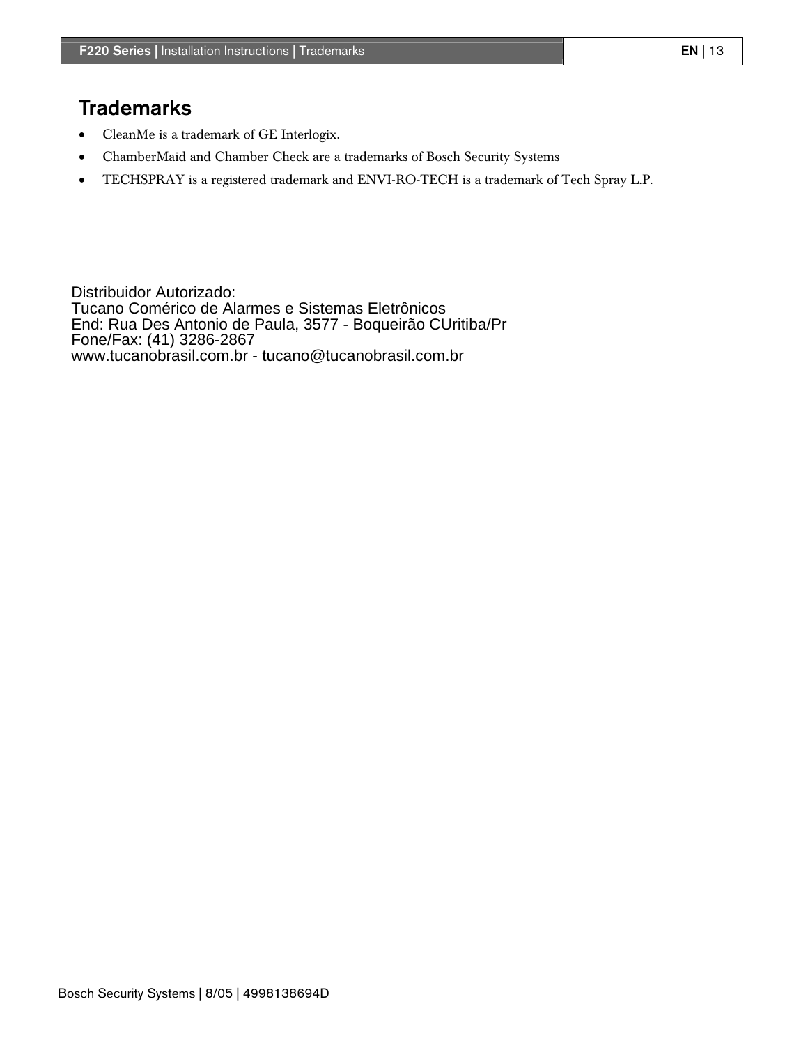## Trademarks

- CleanMe is a trademark of GE Interlogix.
- ChamberMaid and Chamber Check are a trademarks of Bosch Security Systems
- TECHSPRAY is a registered trademark and ENVI-RO-TECH is a trademark of Tech Spray L.P.

Distribuidor Autorizado:
Tucano Comérico de Alarmes e Sistemas Eletrônicos
End: Rua Des Antonio de Paula, 3577 - Boqueirão CUritiba/Pr
Fone/Fax: (41) 3286-2867
www.tucanobrasil.com.br - tucano@tucanobrasil.com.br